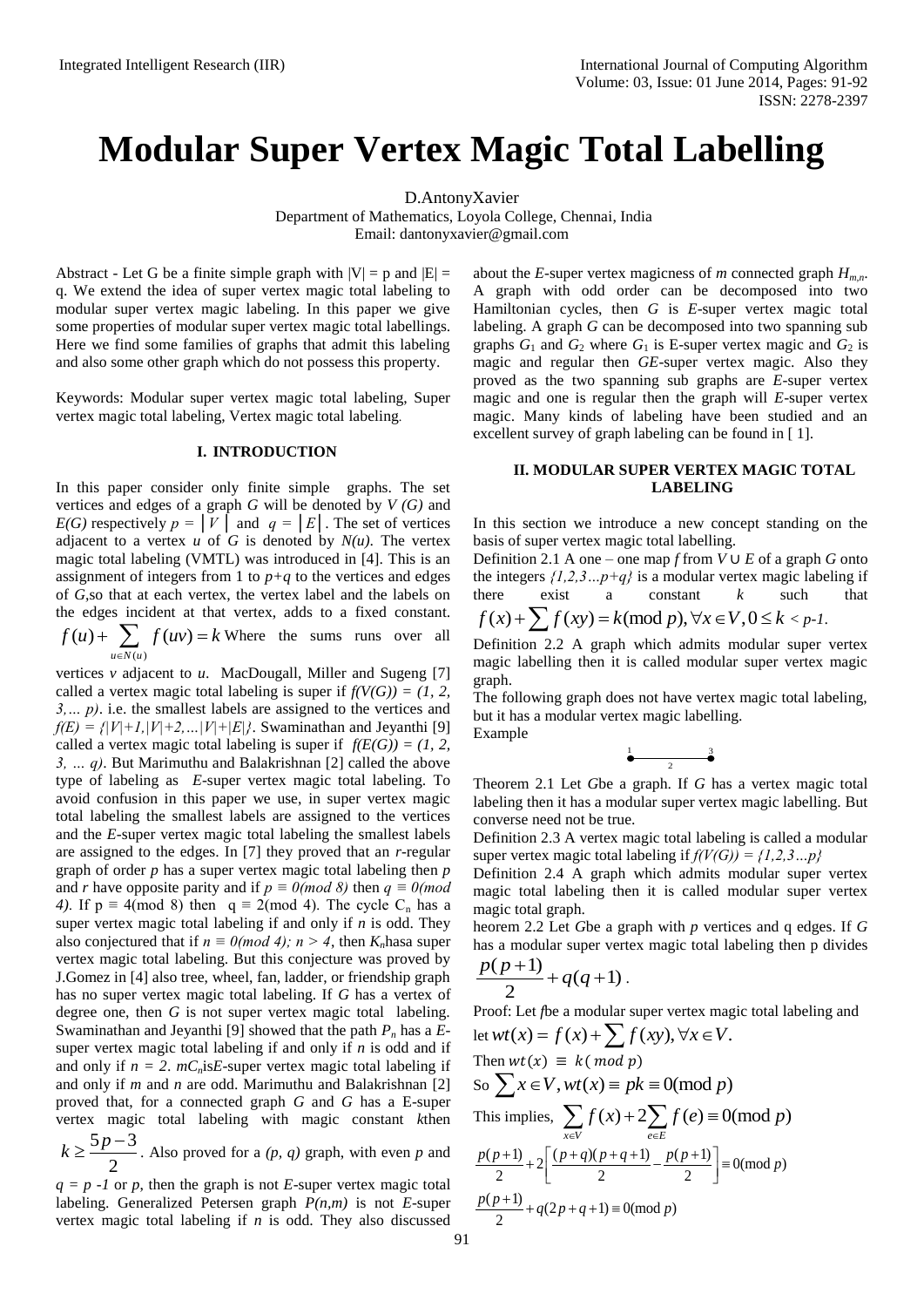# Modular Super Vertex Magic Total Labelling

D.AntonyXavier

Department of Mathematics, Loyola College, Chennai, India

Email: dantonyxavier@gmail.com

Abstract - Let G be a finite simple graph with |V| = p and |E| = q. We extend the idea of super vertex magic total labeling to modular super vertex magic labeling. In this paper we give some properties of modular super vertex magic total labellings. Here we find some families of graphs that admit this labeling and also some other graph which do not possess this property.

Keywords: Modular super vertex magic total labeling, Super vertex magic total labeling, Vertex magic total labeling.

## I. INTRODUCTION

In this paper consider only finite simple graphs. The set vertices and edges of a graph $G$ will be denoted by $V(G)$ and $E(G)$ respectively $p = |V|$ and $q = |E|$. The set of vertices adjacent to a vertex $u$ of $G$ is denoted by $N(u)$. The vertex magic total labeling (VMTL) was introduced in [4]. This is an assignment of integers from 1 to $p+q$ to the vertices and edges of $G$,so that at each vertex, the vertex label and the labels on the edges incident at that vertex, adds to a fixed constant. $f(u)+\sum_{u\in N(u)} f(uv)=k$ Where the sums runs over all vertices $v$ adjacent to $u$. MacDougall, Miller and Sugeng [7] called a vertex magic total labeling is super if $f(V(G)) = (1, 2, 3,\dots p)$. i.e. the smallest labels are assigned to the vertices and $f(E) = \{|V|+1,|V|+2,\dots|V|+|E|\}$. Swaminathan and Jeyanthi [9] called a vertex magic total labeling is super if $f(E(G)) = (1, 2, 3, \dots q)$. But Marimuthu and Balakrishnan [2] called the above type of labeling as $E$-super vertex magic total labeling. To avoid confusion in this paper we use, in super vertex magic total labeling the smallest labels are assigned to the vertices and the $E$-super vertex magic total labeling the smallest labels are assigned to the edges. In [7] they proved that an $r$-regular graph of order $p$ has a super vertex magic total labeling then $p$ and $r$ have opposite parity and if $p \equiv 0 (mod\ 8)$ then $q \equiv 0 (mod\ 4)$. If $p \equiv 4 (mod\ 8)$ then $q \equiv 2 (mod\ 4)$. The cycle $C_n$ has a super vertex magic total labeling if and only if $n$ is odd. They also conjectured that if $n \equiv 0 (mod\ 4)$; $n > 4$, then $K_n$hasa super vertex magic total labeling. But this conjecture was proved by J.Gomez in [4] also tree, wheel, fan, ladder, or friendship graph has no super vertex magic total labeling. If $G$ has a vertex of degree one, then $G$ is not super vertex magic total labeling. Swaminathan and Jeyanthi [9] showed that the path $P_n$ has a $E$-super vertex magic total labeling if and only if $n$ is odd and if and only if $n = 2$. $mC_n$is$E$-super vertex magic total labeling if and only if $m$ and $n$ are odd. Marimuthu and Balakrishnan [2] proved that, for a connected graph $G$ and $G$ has a E-super vertex magic total labeling with magic constant $k$then $k \geq \frac{5p-3}{2}$. Also proved for a $(p, q)$ graph, with even $p$ and $q = p - 1$ or $p$, then the graph is not $E$-super vertex magic total labeling. Generalized Petersen graph $P(n,m)$ is not $E$-super vertex magic total labeling if $n$ is odd. They also discussed about the $E$-super vertex magicness of $m$ connected graph $H_{m,n}$. A graph with odd order can be decomposed into two Hamiltonian cycles, then $G$ is $E$-super vertex magic total labeling. A graph $G$ can be decomposed into two spanning sub graphs $G_1$ and $G_2$ where $G_1$ is E-super vertex magic and $G_2$ is magic and regular then $GE$-super vertex magic. Also they proved as the two spanning sub graphs are $E$-super vertex magic and one is regular then the graph will $E$-super vertex magic. Many kinds of labeling have been studied and an excellent survey of graph labeling can be found in [ 1].

## II. MODULAR SUPER VERTEX MAGIC TOTAL LABELING

In this section we introduce a new concept standing on the basis of super vertex magic total labelling.

Definition 2.1 A one – one map $f$ from $V \cup E$ of a graph $G$ onto the integers $\{1,2,3\dots p+q\}$ is a modular vertex magic labeling if there exist a constant $k$ such that $f(x)+\sum f(xy)=k (\text{mod}\ p), \forall x\in V, 0\leq k < p\text{-}1$.

Definition 2.2 A graph which admits modular super vertex magic labelling then it is called modular super vertex magic graph.

The following graph does not have vertex magic total labeling, but it has a modular vertex magic labelling.

Example

1 ——2—— 3

Theorem 2.1 Let $G$be a graph. If $G$ has a vertex magic total labeling then it has a modular super vertex magic labelling. But converse need not be true.

Definition 2.3 A vertex magic total labeling is called a modular super vertex magic total labeling if $f(V(G)) = \{1,2,3\dots p\}$

Definition 2.4 A graph which admits modular super vertex magic total labeling then it is called modular super vertex magic total graph.

heorem 2.2 Let $G$be a graph with $p$ vertices and q edges. If $G$ has a modular super vertex magic total labeling then p divides $\frac{p(p+1)}{2}+q(q+1)$.

Proof: Let $f$be a modular super vertex magic total labeling and let $wt(x) = f(x)+\sum f(xy), \forall x\in V.$

Then $wt(x) \equiv k (\ mod\ p)$

So $\sum x\in V, wt(x) \equiv pk \equiv 0 (\text{mod}\ p)$

This implies, $\sum_{x\in V} f(x)+2\sum_{e\in E} f(e) \equiv 0 (\text{mod}\ p)$

$$\frac{p(p+1)}{2}+2\left[\frac{(p+q)(p+q+1)}{2}-\frac{p(p+1)}{2}\right] \equiv 0 (\text{mod}\ p)$$

$$\frac{p(p+1)}{2}+q(2p+q+1) \equiv 0 (\text{mod}\ p)$$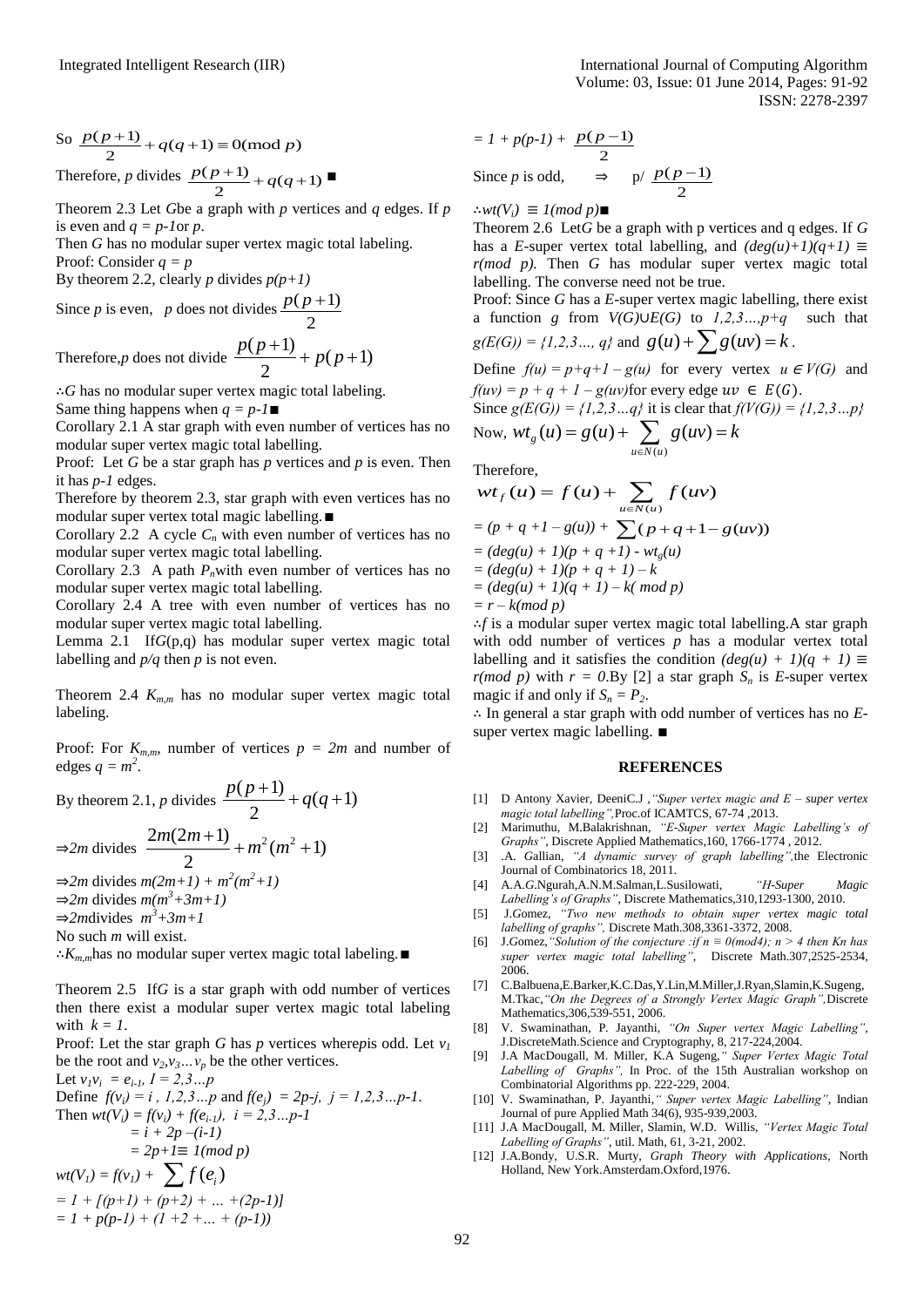So $\frac{p(p+1)}{2} + q(q+1) \equiv 0 (\text{mod } p)$

Therefore, $p$ divides $\frac{p(p+1)}{2} + q(q+1)$ ■

Theorem 2.3 Let $G$be a graph with $p$ vertices and $q$ edges. If $p$ is even and $q = p-1$or $p$.

Then $G$ has no modular super vertex magic total labeling.

Proof: Consider $q = p$

By theorem 2.2, clearly $p$ divides $p(p+1)$

Since $p$ is even, $p$ does not divides $\frac{p(p+1)}{2}$

Therefore,$p$ does not divide $\frac{p(p+1)}{2} + p(p+1)$

∴$G$ has no modular super vertex magic total labeling.

Same thing happens when $q = p-1$■

Corollary 2.1 A star graph with even number of vertices has no modular super vertex magic total labelling.

Proof: Let $G$ be a star graph has $p$ vertices and $p$ is even. Then it has $p-1$ edges.

Therefore by theorem 2.3, star graph with even vertices has no modular super vertex total magic labelling.■

Corollary 2.2 A cycle $C_n$ with even number of vertices has no modular super vertex magic total labelling.

Corollary 2.3 A path $P_n$with even number of vertices has no modular super vertex magic total labelling.

Corollary 2.4 A tree with even number of vertices has no modular super vertex magic total labelling.

Lemma 2.1 If$G$(p,q) has modular super vertex magic total labelling and $p/q$ then $p$ is not even.

Theorem 2.4 $K_{m,m}$ has no modular super vertex magic total labeling.

Proof: For $K_{m,m}$, number of vertices $p = 2m$ and number of edges $q = m^2$.

By theorem 2.1, $p$ divides $\frac{p(p+1)}{2} + q(q+1)$

$\Rightarrow 2m$ divides $\frac{2m(2m+1)}{2} + m^2(m^2+1)$

$\Rightarrow 2m$ divides $m(2m+1) + m^2(m^2+1)$

$\Rightarrow 2m$ divides $m(m^3+3m+1)$

$\Rightarrow 2m$divides $m^3+3m+1$

No such $m$ will exist.

∴$K_{m,m}$has no modular super vertex magic total labeling.■

Theorem 2.5 If$G$ is a star graph with odd number of vertices then there exist a modular super vertex magic total labeling with $k = 1$.

Proof: Let the star graph $G$ has $p$ vertices where$p$is odd. Let $v_1$ be the root and $v_2,v_3...v_p$ be the other vertices.

Let $v_1v_i = e_{i-1}$, $I = 2,3...p$

Define $f(v_i) = i$ , $1,2,3...p$ and $f(e_j) = 2p-j$, $j = 1,2,3...p-1$.

Then $wt(V_i) = f(v_i) + f(e_{i-1})$, $i = 2,3...p-1$

$= i + 2p - (i-1)$

$= 2p+1 \equiv 1(\text{mod } p)$

$wt(V_1) = f(v_1) + \sum f(e_i)$

$= 1 + [(p+1) + (p+2) + ... +(2p-1)]$

$= 1 + p(p-1) + (1 +2 +... + (p-1))$

$= 1 + p(p-1) + \frac{p(p-1)}{2}$

Since $p$ is odd, $\Rightarrow$ p/ $\frac{p(p-1)}{2}$

$\therefore wt(V_i) \equiv 1(\text{mod } p)$■

Theorem 2.6 Let$G$ be a graph with p vertices and q edges. If $G$ has a $E$-super vertex total labelling, and $(deg(u)+1)(q+1) \equiv r(\text{mod } p)$. Then $G$ has modular super vertex magic total labelling. The converse need not be true.

Proof: Since $G$ has a $E$-super vertex magic labelling, there exist a function $g$ from $V(G) \cup E(G)$ to $1,2,3...,p+q$ such that $g(E(G)) = \{1,2,3..., q\}$ and $g(u) + \sum g(uv) = k$.

Define $f(u) = p+q+1 - g(u)$ for every vertex $u \in V(G)$ and $f(uv) = p + q + 1 - g(uv)$for every edge $uv \in E(G)$.

Since $g(E(G)) = \{1,2,3...q\}$ it is clear that $f(V(G)) = \{1,2,3...p\}$

Now, $wt_g(u) = g(u) + \sum_{u \in N(u)} g(uv) = k$

Therefore,

$wt_f(u) = f(u) + \sum_{u \in N(u)} f(uv)$

$= (p + q +1 - g(u)) + \sum (p+q+1-g(uv))$

$= (deg(u) + 1)(p + q +1) - wt_g(u)$

$= (deg(u) + 1)(p + q + 1) - k$

$= (deg(u) + 1)(q + 1) - k(\text{ mod } p)$

$= r - k(\text{mod } p)$

∴$f$ is a modular super vertex magic total labelling.A star graph with odd number of vertices $p$ has a modular vertex total labelling and it satisfies the condition $(deg(u) + 1)(q + 1) \equiv r(\text{mod } p)$ with $r = 0$.By [2] a star graph $S_n$ is $E$-super vertex magic if and only if $S_n = P_2$.

∴ In general a star graph with odd number of vertices has no $E$-super vertex magic labelling. ■

## REFERENCES

[1] D Antony Xavier, DeeniC.J ,*"Super vertex magic and E – super vertex magic total labelling"*,Proc.of ICAMTCS, 67-74 ,2013.

[2] Marimuthu, M.Balakrishnan, *"E-Super vertex Magic Labelling's of Graphs"*, Discrete Applied Mathematics,160, 1766-1774 , 2012.

[3] .A. Gallian, *"A dynamic survey of graph labelling"*,the Electronic Journal of Combinatorics 18, 2011.

[4] A.A.G.Ngurah,A.N.M.Salman,L.Susilowati, *"H-Super Magic Labelling's of Graphs"*, Discrete Mathematics,310,1293-1300, 2010.

[5] J.Gomez, *"Two new methods to obtain super vertex magic total labelling of graphs"*, Discrete Math.308,3361-3372, 2008.

[6] J.Gomez,*"Solution of the conjecture :if n ≡ 0(mod4); n > 4 then Kn has super vertex magic total labelling"*, Discrete Math.307,2525-2534, 2006.

[7] C.Balbuena,E.Barker,K.C.Das,Y.Lin,M.Miller,J.Ryan,Slamin,K.Sugeng, M.Tkac,*"On the Degrees of a Strongly Vertex Magic Graph"*,Discrete Mathematics,306,539-551, 2006.

[8] V. Swaminathan, P. Jayanthi, *"On Super vertex Magic Labelling"*, J.DiscreteMath.Science and Cryptography, 8, 217-224,2004.

[9] J.A MacDougall, M. Miller, K.A Sugeng,*" Super Vertex Magic Total Labelling of Graphs"*, In Proc. of the 15th Australian workshop on Combinatorial Algorithms pp. 222-229, 2004.

[10] V. Swaminathan, P. Jayanthi,*" Super vertex Magic Labelling"*, Indian Journal of pure Applied Math 34(6), 935-939,2003.

[11] J.A MacDougall, M. Miller, Slamin, W.D. Willis, *"Vertex Magic Total Labelling of Graphs"*, util. Math, 61, 3-21, 2002.

[12] J.A.Bondy, U.S.R. Murty, *Graph Theory with Applications*, North Holland, New York.Amsterdam.Oxford,1976.